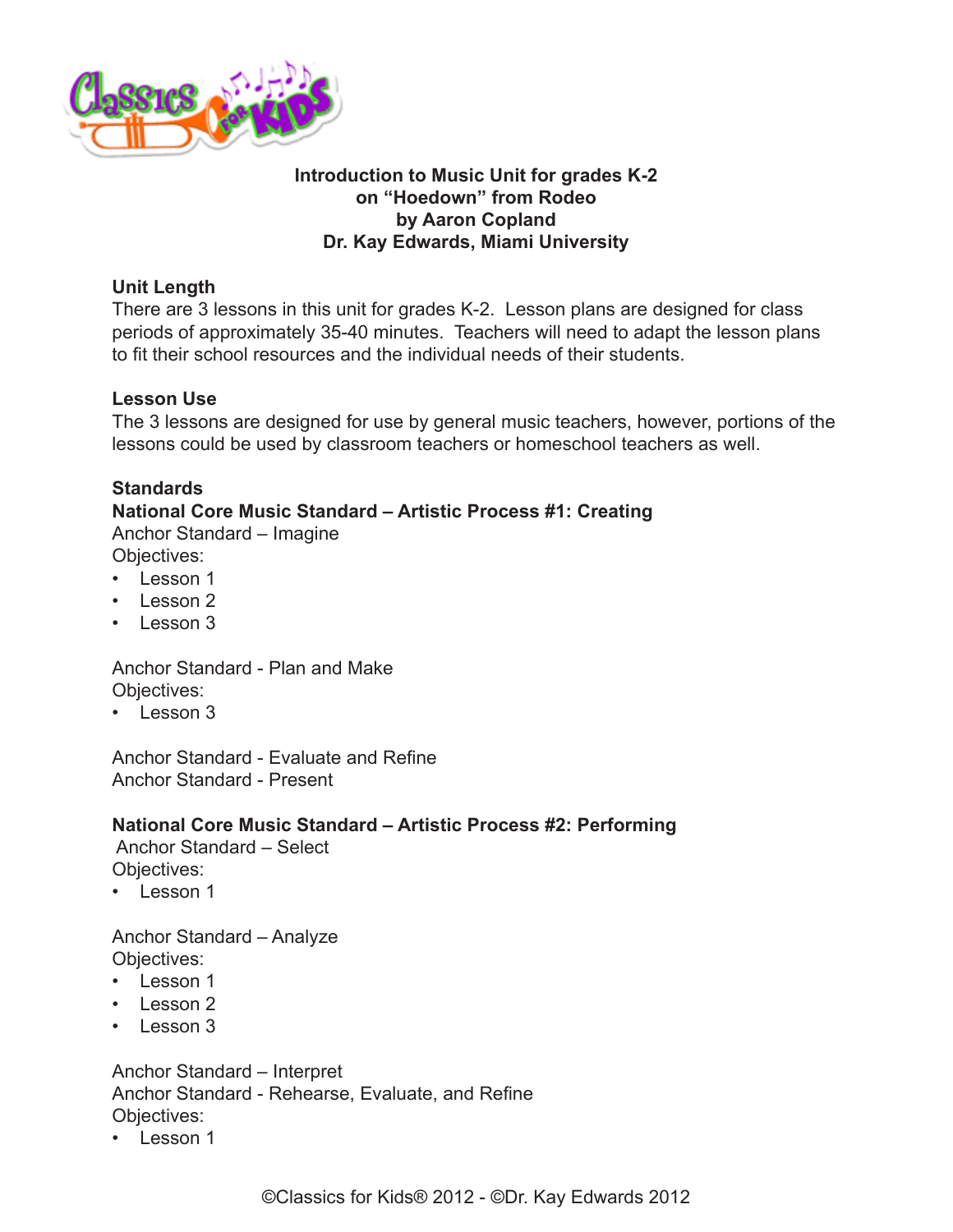**Introduction to Music Unit for grades K-2**
**on "Hoedown" from Rodeo**
**by Aaron Copland**
**Dr. Kay Edwards, Miami University**

**Unit Length**

There are 3 lessons in this unit for grades K-2. Lesson plans are designed for class periods of approximately 35-40 minutes. Teachers will need to adapt the lesson plans to fit their school resources and the individual needs of their students.

**Lesson Use**

The 3 lessons are designed for use by general music teachers, however, portions of the lessons could be used by classroom teachers or homeschool teachers as well.

**Standards**

**National Core Music Standard – Artistic Process #1: Creating**

Anchor Standard – Imagine

Objectives:

- Lesson 1
- Lesson 2
- Lesson 3

Anchor Standard - Plan and Make

Objectives:

- Lesson 3

Anchor Standard - Evaluate and Refine

Anchor Standard - Present

**National Core Music Standard – Artistic Process #2: Performing**

Anchor Standard – Select

Objectives:

- Lesson 1

Anchor Standard – Analyze

Objectives:

- Lesson 1
- Lesson 2
- Lesson 3

Anchor Standard – Interpret

Anchor Standard - Rehearse, Evaluate, and Refine

Objectives:

- Lesson 1

©Classics for Kids® 2012 - ©Dr. Kay Edwards 2012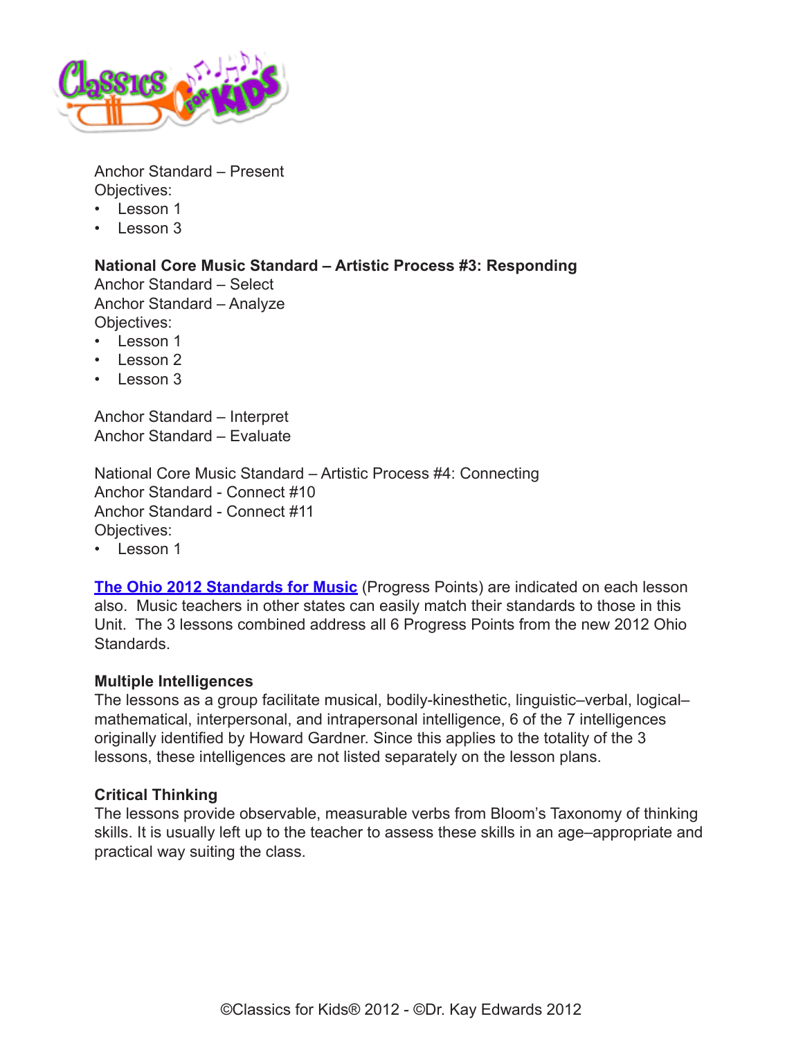Anchor Standard – Present
Objectives:
- Lesson 1
- Lesson 3

**National Core Music Standard – Artistic Process #3: Responding**
Anchor Standard – Select
Anchor Standard – Analyze
Objectives:
- Lesson 1
- Lesson 2
- Lesson 3

Anchor Standard – Interpret
Anchor Standard – Evaluate

National Core Music Standard – Artistic Process #4: Connecting
Anchor Standard - Connect #10
Anchor Standard - Connect #11
Objectives:
- Lesson 1

**The Ohio 2012 Standards for Music** (Progress Points) are indicated on each lesson also. Music teachers in other states can easily match their standards to those in this Unit. The 3 lessons combined address all 6 Progress Points from the new 2012 Ohio Standards.

**Multiple Intelligences**
The lessons as a group facilitate musical, bodily-kinesthetic, linguistic–verbal, logical–mathematical, interpersonal, and intrapersonal intelligence, 6 of the 7 intelligences originally identified by Howard Gardner. Since this applies to the totality of the 3 lessons, these intelligences are not listed separately on the lesson plans.

**Critical Thinking**
The lessons provide observable, measurable verbs from Bloom's Taxonomy of thinking skills. It is usually left up to the teacher to assess these skills in an age–appropriate and practical way suiting the class.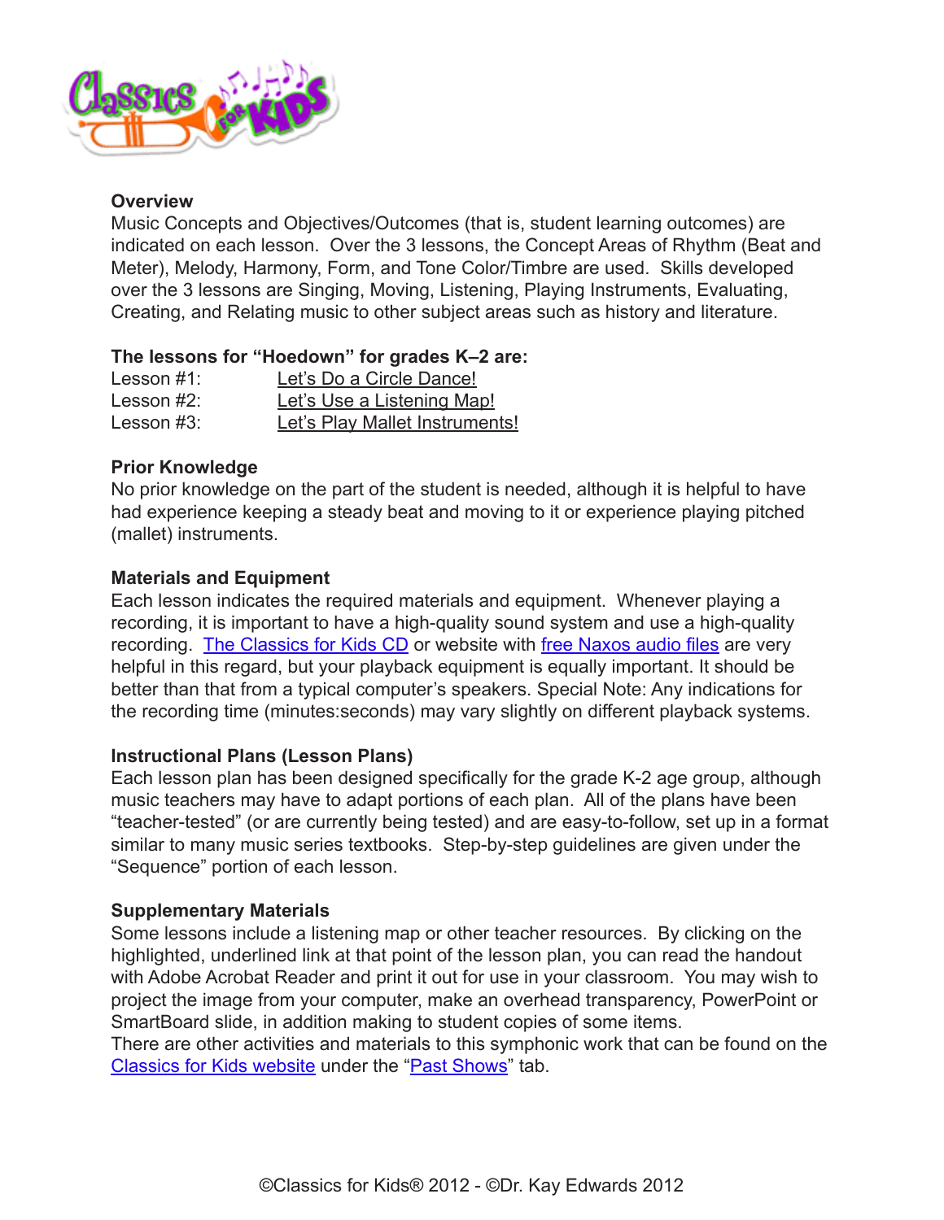**Overview**

Music Concepts and Objectives/Outcomes (that is, student learning outcomes) are indicated on each lesson. Over the 3 lessons, the Concept Areas of Rhythm (Beat and Meter), Melody, Harmony, Form, and Tone Color/Timbre are used. Skills developed over the 3 lessons are Singing, Moving, Listening, Playing Instruments, Evaluating, Creating, and Relating music to other subject areas such as history and literature.

**The lessons for "Hoedown" for grades K–2 are:**

Lesson #1: Let's Do a Circle Dance!
Lesson #2: Let's Use a Listening Map!
Lesson #3: Let's Play Mallet Instruments!

**Prior Knowledge**

No prior knowledge on the part of the student is needed, although it is helpful to have had experience keeping a steady beat and moving to it or experience playing pitched (mallet) instruments.

**Materials and Equipment**

Each lesson indicates the required materials and equipment. Whenever playing a recording, it is important to have a high-quality sound system and use a high-quality recording. The Classics for Kids CD or website with free Naxos audio files are very helpful in this regard, but your playback equipment is equally important. It should be better than that from a typical computer's speakers. Special Note: Any indications for the recording time (minutes:seconds) may vary slightly on different playback systems.

**Instructional Plans (Lesson Plans)**

Each lesson plan has been designed specifically for the grade K-2 age group, although music teachers may have to adapt portions of each plan. All of the plans have been "teacher-tested" (or are currently being tested) and are easy-to-follow, set up in a format similar to many music series textbooks. Step-by-step guidelines are given under the "Sequence" portion of each lesson.

**Supplementary Materials**

Some lessons include a listening map or other teacher resources. By clicking on the highlighted, underlined link at that point of the lesson plan, you can read the handout with Adobe Acrobat Reader and print it out for use in your classroom. You may wish to project the image from your computer, make an overhead transparency, PowerPoint or SmartBoard slide, in addition making to student copies of some items.
There are other activities and materials to this symphonic work that can be found on the Classics for Kids website under the "Past Shows" tab.

©Classics for Kids® 2012 - ©Dr. Kay Edwards 2012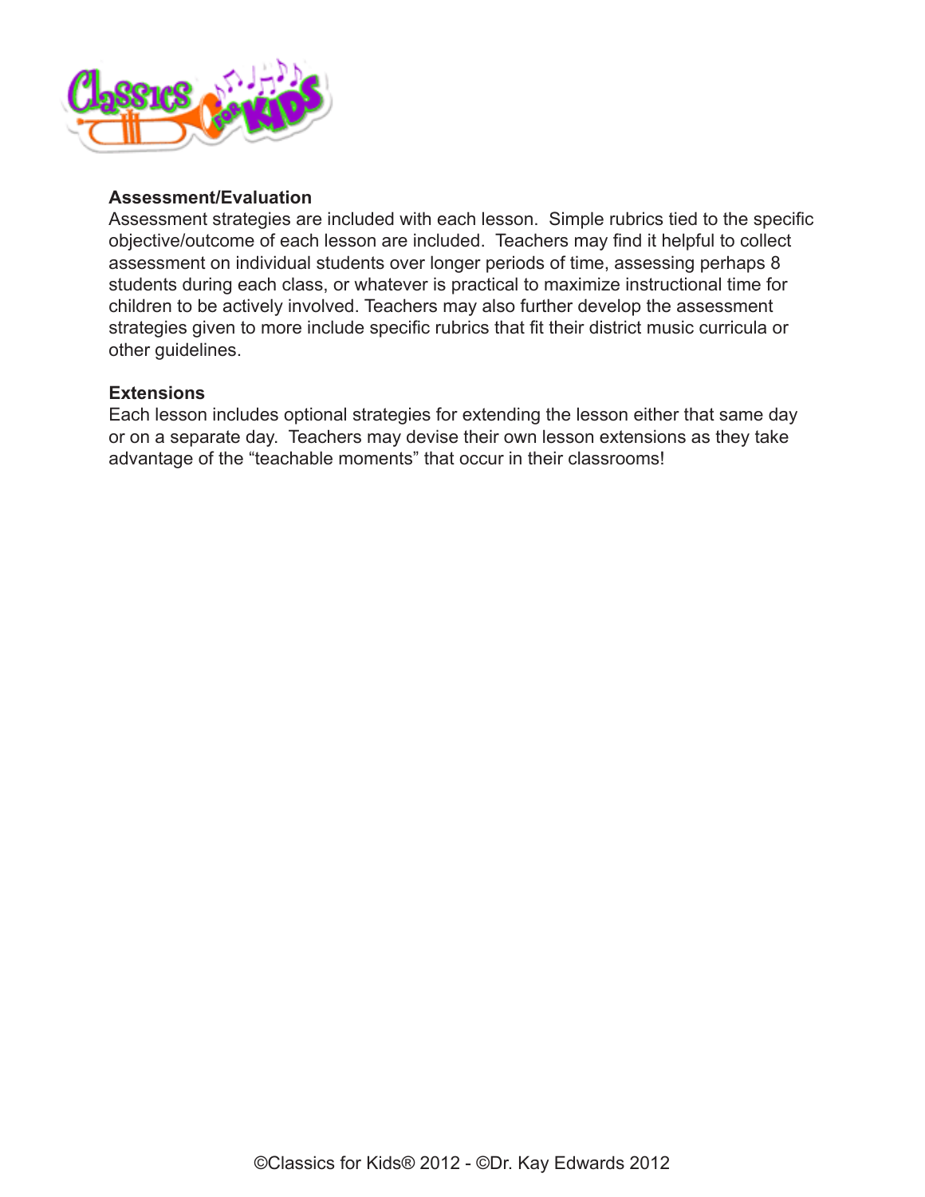**Assessment/Evaluation**

Assessment strategies are included with each lesson. Simple rubrics tied to the specific objective/outcome of each lesson are included. Teachers may find it helpful to collect assessment on individual students over longer periods of time, assessing perhaps 8 students during each class, or whatever is practical to maximize instructional time for children to be actively involved. Teachers may also further develop the assessment strategies given to more include specific rubrics that fit their district music curricula or other guidelines.

**Extensions**

Each lesson includes optional strategies for extending the lesson either that same day or on a separate day. Teachers may devise their own lesson extensions as they take advantage of the "teachable moments" that occur in their classrooms!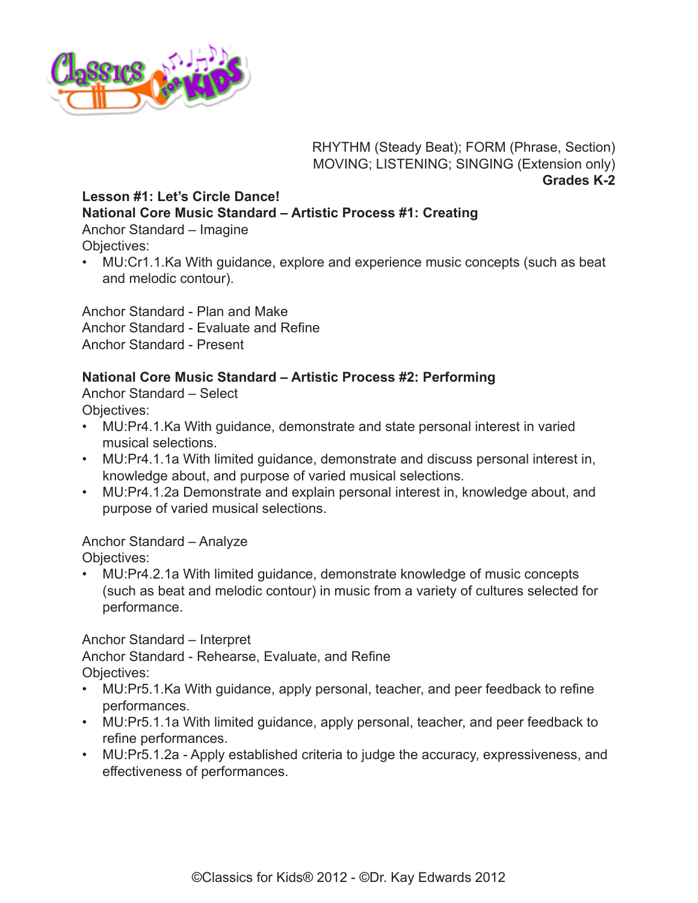RHYTHM (Steady Beat); FORM (Phrase, Section)
MOVING; LISTENING; SINGING (Extension only)
**Grades K-2**

**Lesson #1: Let's Circle Dance!**

**National Core Music Standard – Artistic Process #1: Creating**

Anchor Standard – Imagine

Objectives:

- MU:Cr1.1.Ka With guidance, explore and experience music concepts (such as beat and melodic contour).

Anchor Standard - Plan and Make

Anchor Standard - Evaluate and Refine

Anchor Standard - Present

**National Core Music Standard – Artistic Process #2: Performing**

Anchor Standard – Select

Objectives:

- MU:Pr4.1.Ka With guidance, demonstrate and state personal interest in varied musical selections.
- MU:Pr4.1.1a With limited guidance, demonstrate and discuss personal interest in, knowledge about, and purpose of varied musical selections.
- MU:Pr4.1.2a Demonstrate and explain personal interest in, knowledge about, and purpose of varied musical selections.

Anchor Standard – Analyze

Objectives:

- MU:Pr4.2.1a With limited guidance, demonstrate knowledge of music concepts (such as beat and melodic contour) in music from a variety of cultures selected for performance.

Anchor Standard – Interpret

Anchor Standard - Rehearse, Evaluate, and Refine

Objectives:

- MU:Pr5.1.Ka With guidance, apply personal, teacher, and peer feedback to refine performances.
- MU:Pr5.1.1a With limited guidance, apply personal, teacher, and peer feedback to refine performances.
- MU:Pr5.1.2a - Apply established criteria to judge the accuracy, expressiveness, and effectiveness of performances.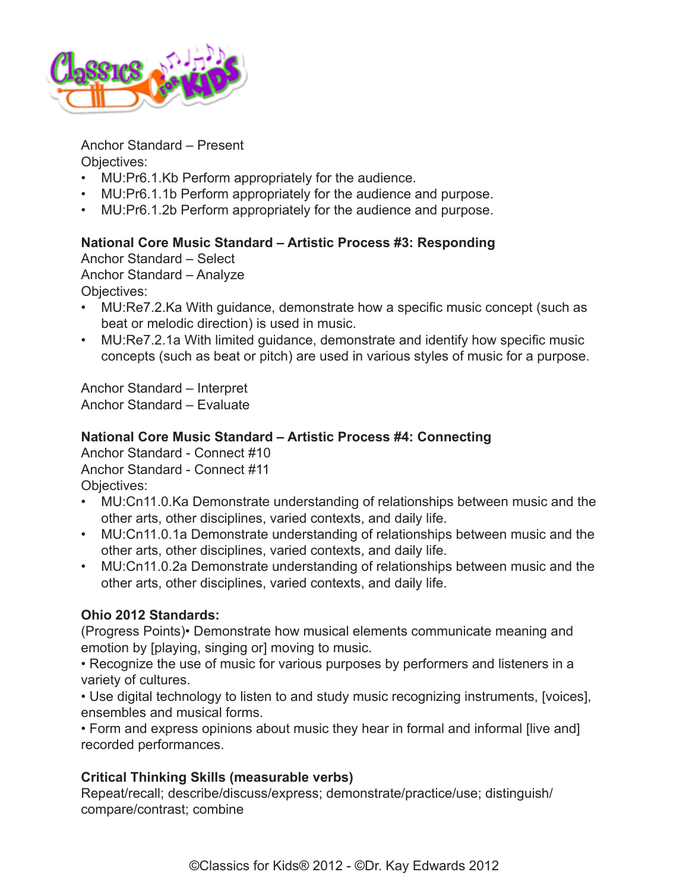Anchor Standard – Present
Objectives:

- MU:Pr6.1.Kb Perform appropriately for the audience.
- MU:Pr6.1.1b Perform appropriately for the audience and purpose.
- MU:Pr6.1.2b Perform appropriately for the audience and purpose.

**National Core Music Standard – Artistic Process #3: Responding**
Anchor Standard – Select
Anchor Standard – Analyze
Objectives:

- MU:Re7.2.Ka With guidance, demonstrate how a specific music concept (such as beat or melodic direction) is used in music.
- MU:Re7.2.1a With limited guidance, demonstrate and identify how specific music concepts (such as beat or pitch) are used in various styles of music for a purpose.

Anchor Standard – Interpret
Anchor Standard – Evaluate

**National Core Music Standard – Artistic Process #4: Connecting**
Anchor Standard - Connect #10
Anchor Standard - Connect #11
Objectives:

- MU:Cn11.0.Ka Demonstrate understanding of relationships between music and the other arts, other disciplines, varied contexts, and daily life.
- MU:Cn11.0.1a Demonstrate understanding of relationships between music and the other arts, other disciplines, varied contexts, and daily life.
- MU:Cn11.0.2a Demonstrate understanding of relationships between music and the other arts, other disciplines, varied contexts, and daily life.

**Ohio 2012 Standards:**
(Progress Points)• Demonstrate how musical elements communicate meaning and emotion by [playing, singing or] moving to music.
• Recognize the use of music for various purposes by performers and listeners in a variety of cultures.
• Use digital technology to listen to and study music recognizing instruments, [voices], ensembles and musical forms.
• Form and express opinions about music they hear in formal and informal [live and] recorded performances.

**Critical Thinking Skills (measurable verbs)**
Repeat/recall; describe/discuss/express; demonstrate/practice/use; distinguish/compare/contrast; combine

©Classics for Kids® 2012 - ©Dr. Kay Edwards 2012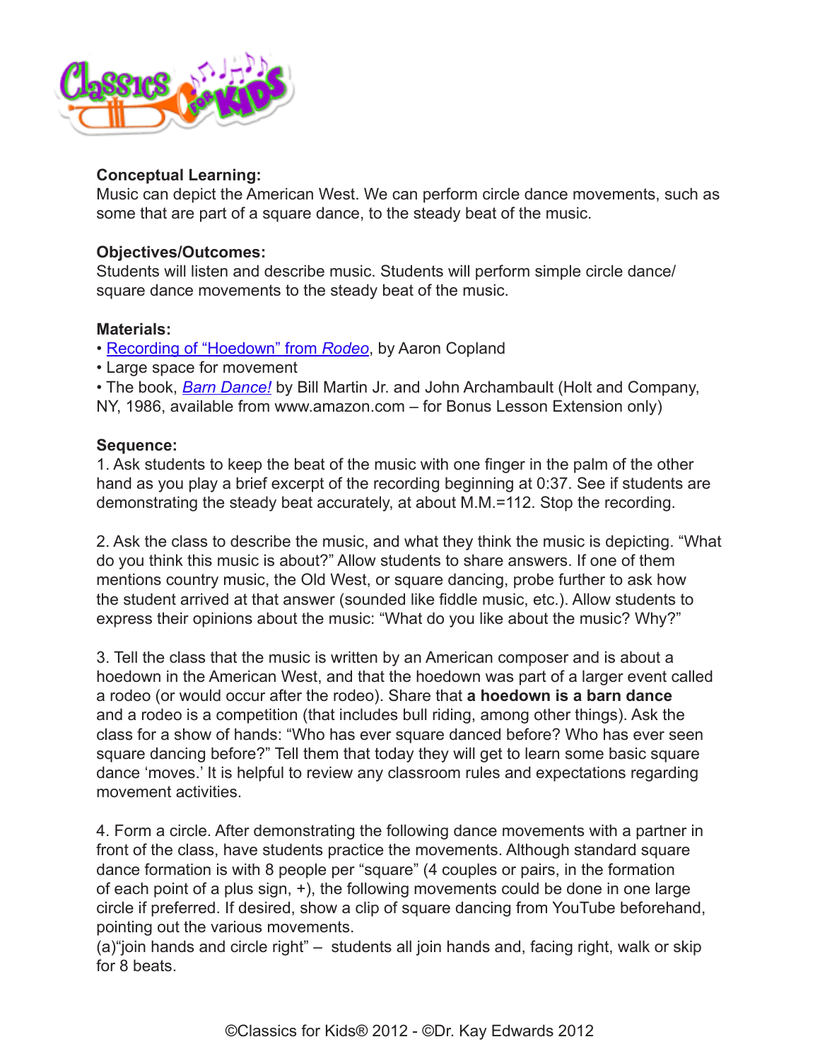**Conceptual Learning:**
Music can depict the American West. We can perform circle dance movements, such as some that are part of a square dance, to the steady beat of the music.

**Objectives/Outcomes:**
Students will listen and describe music. Students will perform simple circle dance/ square dance movements to the steady beat of the music.

**Materials:**

- Recording of "Hoedown" from *Rodeo*, by Aaron Copland
- Large space for movement
- The book, *Barn Dance!* by Bill Martin Jr. and John Archambault (Holt and Company, NY, 1986, available from www.amazon.com – for Bonus Lesson Extension only)

**Sequence:**

1. Ask students to keep the beat of the music with one finger in the palm of the other hand as you play a brief excerpt of the recording beginning at 0:37. See if students are demonstrating the steady beat accurately, at about M.M.=112. Stop the recording.

2. Ask the class to describe the music, and what they think the music is depicting. "What do you think this music is about?" Allow students to share answers. If one of them mentions country music, the Old West, or square dancing, probe further to ask how the student arrived at that answer (sounded like fiddle music, etc.). Allow students to express their opinions about the music: "What do you like about the music? Why?"

3. Tell the class that the music is written by an American composer and is about a hoedown in the American West, and that the hoedown was part of a larger event called a rodeo (or would occur after the rodeo). Share that **a hoedown is a barn dance** and a rodeo is a competition (that includes bull riding, among other things). Ask the class for a show of hands: "Who has ever square danced before? Who has ever seen square dancing before?" Tell them that today they will get to learn some basic square dance 'moves.' It is helpful to review any classroom rules and expectations regarding movement activities.

4. Form a circle. After demonstrating the following dance movements with a partner in front of the class, have students practice the movements. Although standard square dance formation is with 8 people per "square" (4 couples or pairs, in the formation of each point of a plus sign, +), the following movements could be done in one large circle if preferred. If desired, show a clip of square dancing from YouTube beforehand, pointing out the various movements.
(a)"join hands and circle right" – students all join hands and, facing right, walk or skip for 8 beats.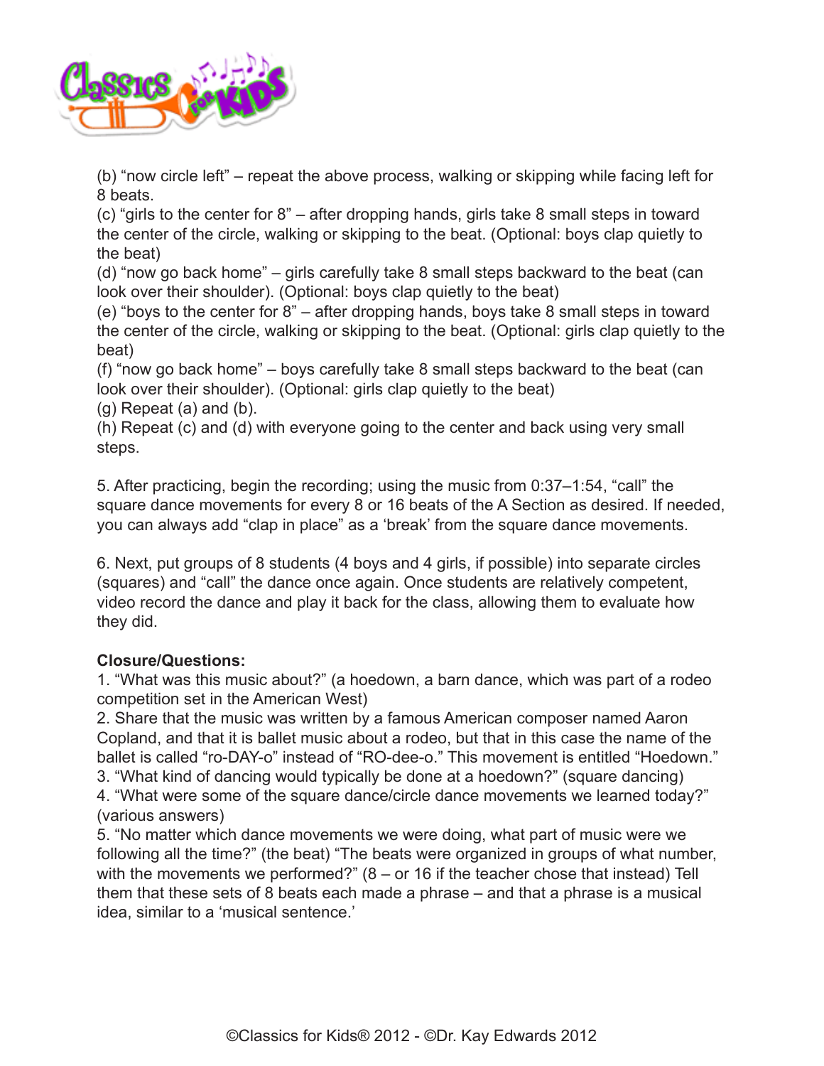(b) "now circle left" – repeat the above process, walking or skipping while facing left for 8 beats.
(c) "girls to the center for 8" – after dropping hands, girls take 8 small steps in toward the center of the circle, walking or skipping to the beat. (Optional: boys clap quietly to the beat)
(d) "now go back home" – girls carefully take 8 small steps backward to the beat (can look over their shoulder). (Optional: boys clap quietly to the beat)
(e) "boys to the center for 8" – after dropping hands, boys take 8 small steps in toward the center of the circle, walking or skipping to the beat. (Optional: girls clap quietly to the beat)
(f) "now go back home" – boys carefully take 8 small steps backward to the beat (can look over their shoulder). (Optional: girls clap quietly to the beat)
(g) Repeat (a) and (b).
(h) Repeat (c) and (d) with everyone going to the center and back using very small steps.

5. After practicing, begin the recording; using the music from 0:37–1:54, "call" the square dance movements for every 8 or 16 beats of the A Section as desired. If needed, you can always add "clap in place" as a 'break' from the square dance movements.

6. Next, put groups of 8 students (4 boys and 4 girls, if possible) into separate circles (squares) and "call" the dance once again. Once students are relatively competent, video record the dance and play it back for the class, allowing them to evaluate how they did.

**Closure/Questions:**
1. "What was this music about?" (a hoedown, a barn dance, which was part of a rodeo competition set in the American West)
2. Share that the music was written by a famous American composer named Aaron Copland, and that it is ballet music about a rodeo, but that in this case the name of the ballet is called "ro-DAY-o" instead of "RO-dee-o." This movement is entitled "Hoedown."
3. "What kind of dancing would typically be done at a hoedown?" (square dancing)
4. "What were some of the square dance/circle dance movements we learned today?" (various answers)
5. "No matter which dance movements we were doing, what part of music were we following all the time?" (the beat) "The beats were organized in groups of what number, with the movements we performed?" (8 – or 16 if the teacher chose that instead) Tell them that these sets of 8 beats each made a phrase – and that a phrase is a musical idea, similar to a 'musical sentence.'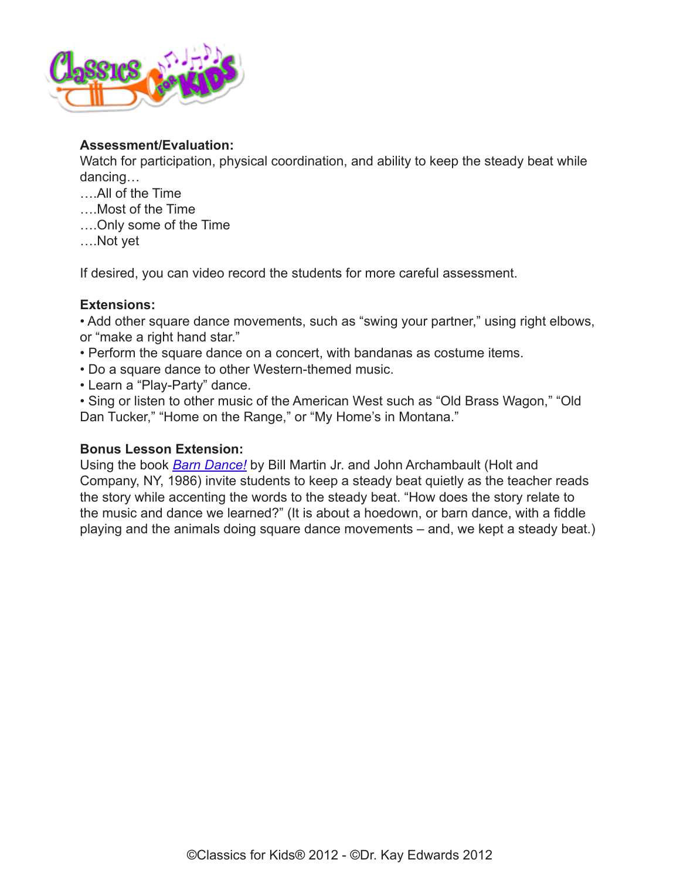**Assessment/Evaluation:**

Watch for participation, physical coordination, and ability to keep the steady beat while dancing…

….All of the Time
….Most of the Time
….Only some of the Time
….Not yet

If desired, you can video record the students for more careful assessment.

**Extensions:**

- Add other square dance movements, such as “swing your partner,” using right elbows, or “make a right hand star.”
- Perform the square dance on a concert, with bandanas as costume items.
- Do a square dance to other Western-themed music.
- Learn a “Play-Party” dance.
- Sing or listen to other music of the American West such as “Old Brass Wagon,” “Old Dan Tucker,” “Home on the Range,” or “My Home’s in Montana.”

**Bonus Lesson Extension:**

Using the book *Barn Dance!* by Bill Martin Jr. and John Archambault (Holt and Company, NY, 1986) invite students to keep a steady beat quietly as the teacher reads the story while accenting the words to the steady beat. “How does the story relate to the music and dance we learned?” (It is about a hoedown, or barn dance, with a fiddle playing and the animals doing square dance movements – and, we kept a steady beat.)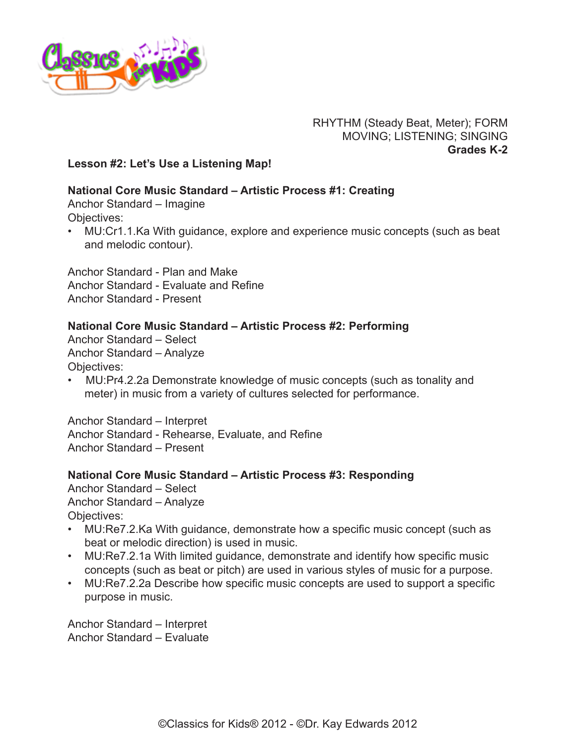RHYTHM (Steady Beat, Meter); FORM
MOVING; LISTENING; SINGING
**Grades K-2**

**Lesson #2: Let's Use a Listening Map!**

**National Core Music Standard – Artistic Process #1: Creating**

Anchor Standard – Imagine

Objectives:

- MU:Cr1.1.Ka With guidance, explore and experience music concepts (such as beat and melodic contour).

Anchor Standard - Plan and Make
Anchor Standard - Evaluate and Refine
Anchor Standard - Present

**National Core Music Standard – Artistic Process #2: Performing**

Anchor Standard – Select
Anchor Standard – Analyze

Objectives:

- MU:Pr4.2.2a Demonstrate knowledge of music concepts (such as tonality and meter) in music from a variety of cultures selected for performance.

Anchor Standard – Interpret
Anchor Standard - Rehearse, Evaluate, and Refine
Anchor Standard – Present

**National Core Music Standard – Artistic Process #3: Responding**

Anchor Standard – Select
Anchor Standard – Analyze

Objectives:

- MU:Re7.2.Ka With guidance, demonstrate how a specific music concept (such as beat or melodic direction) is used in music.
- MU:Re7.2.1a With limited guidance, demonstrate and identify how specific music concepts (such as beat or pitch) are used in various styles of music for a purpose.
- MU:Re7.2.2a Describe how specific music concepts are used to support a specific purpose in music.

Anchor Standard – Interpret
Anchor Standard – Evaluate

©Classics for Kids® 2012 - ©Dr. Kay Edwards 2012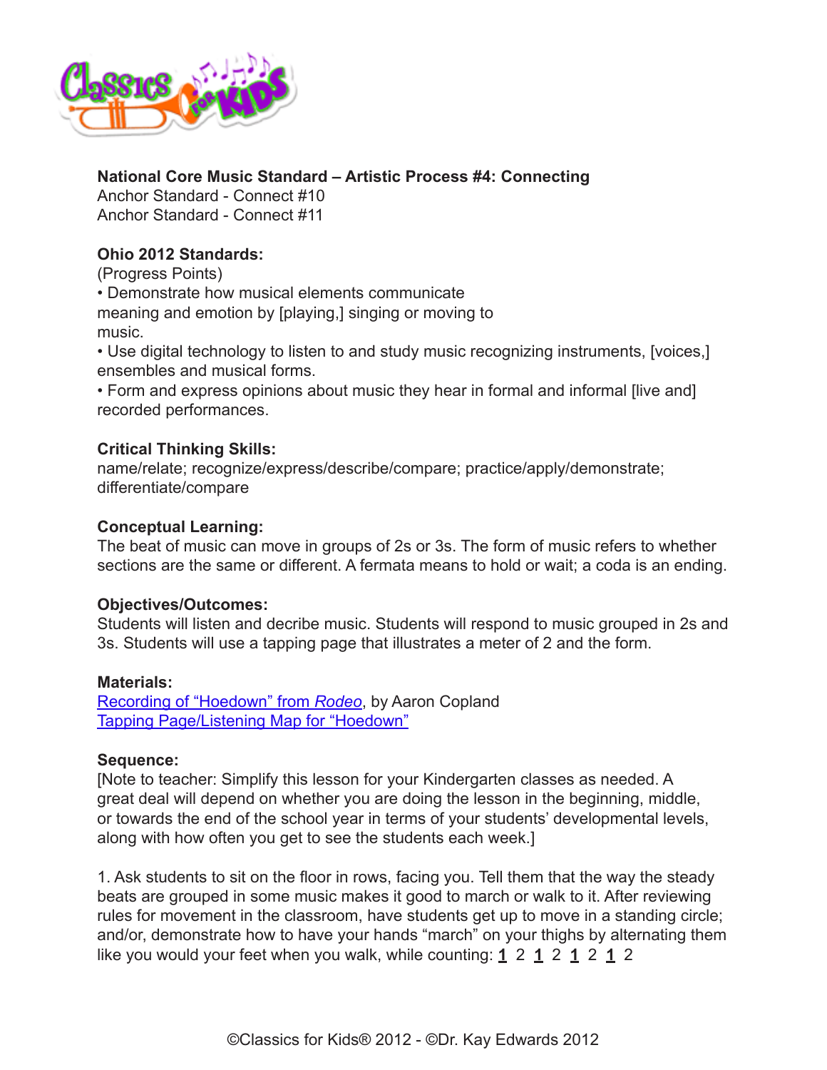**National Core Music Standard – Artistic Process #4: Connecting**
Anchor Standard - Connect #10
Anchor Standard - Connect #11

**Ohio 2012 Standards:**
(Progress Points)
• Demonstrate how musical elements communicate meaning and emotion by [playing,] singing or moving to music.
• Use digital technology to listen to and study music recognizing instruments, [voices,] ensembles and musical forms.
• Form and express opinions about music they hear in formal and informal [live and] recorded performances.

**Critical Thinking Skills:**
name/relate; recognize/express/describe/compare; practice/apply/demonstrate; differentiate/compare

**Conceptual Learning:**
The beat of music can move in groups of 2s or 3s. The form of music refers to whether sections are the same or different. A fermata means to hold or wait; a coda is an ending.

**Objectives/Outcomes:**
Students will listen and decribe music. Students will respond to music grouped in 2s and 3s. Students will use a tapping page that illustrates a meter of 2 and the form.

**Materials:**
Recording of "Hoedown" from *Rodeo*, by Aaron Copland
Tapping Page/Listening Map for "Hoedown"

**Sequence:**
[Note to teacher: Simplify this lesson for your Kindergarten classes as needed. A great deal will depend on whether you are doing the lesson in the beginning, middle, or towards the end of the school year in terms of your students' developmental levels, along with how often you get to see the students each week.]

1. Ask students to sit on the floor in rows, facing you. Tell them that the way the steady beats are grouped in some music makes it good to march or walk to it. After reviewing rules for movement in the classroom, have students get up to move in a standing circle; and/or, demonstrate how to have your hands "march" on your thighs by alternating them like you would your feet when you walk, while counting: **1** 2 **1** 2 **1** 2 **1** 2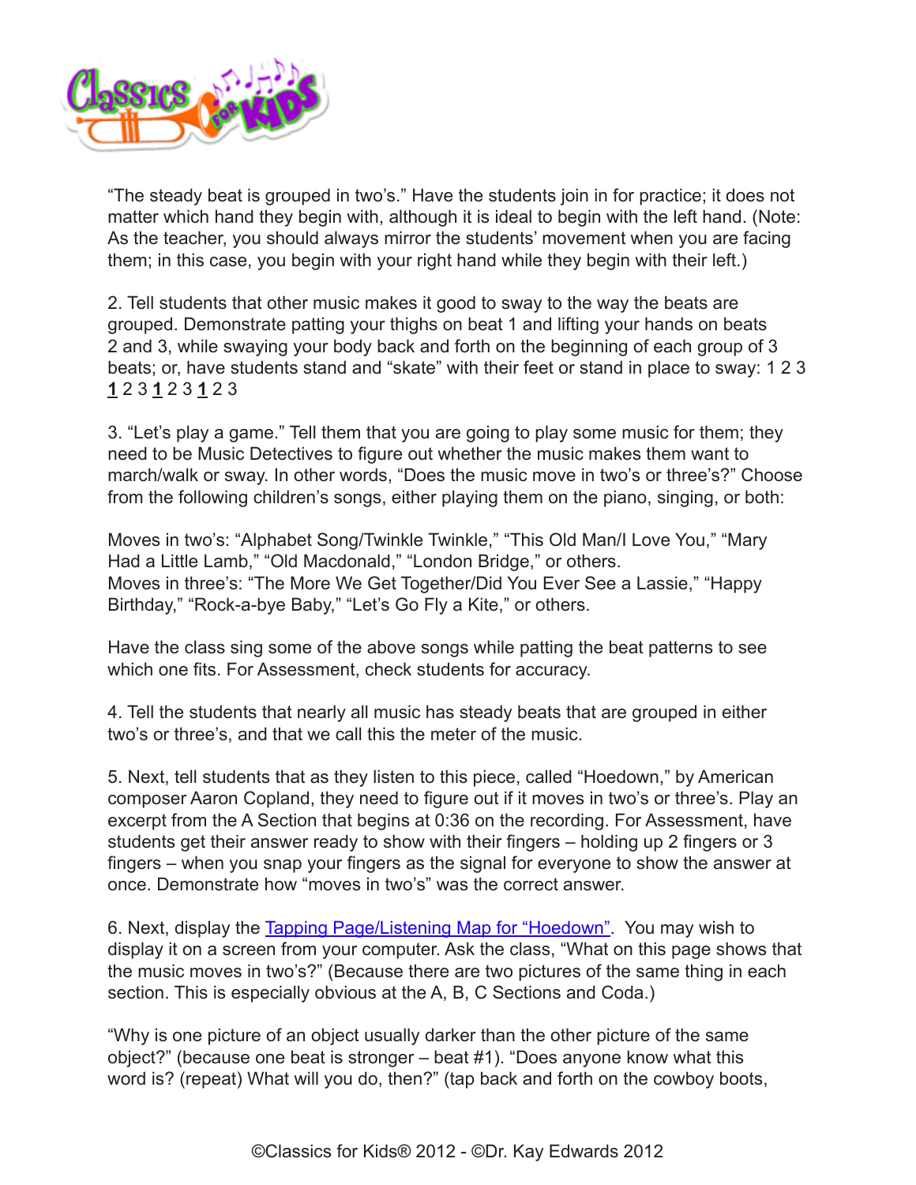"The steady beat is grouped in two's." Have the students join in for practice; it does not matter which hand they begin with, although it is ideal to begin with the left hand. (Note: As the teacher, you should always mirror the students' movement when you are facing them; in this case, you begin with your right hand while they begin with their left.)

2. Tell students that other music makes it good to sway to the way the beats are grouped. Demonstrate patting your thighs on beat 1 and lifting your hands on beats 2 and 3, while swaying your body back and forth on the beginning of each group of 3 beats; or, have students stand and "skate" with their feet or stand in place to sway: 1 2 3 **1** 2 3 **1** 2 3 **1** 2 3

3. "Let's play a game." Tell them that you are going to play some music for them; they need to be Music Detectives to figure out whether the music makes them want to march/walk or sway. In other words, "Does the music move in two's or three's?" Choose from the following children's songs, either playing them on the piano, singing, or both:

Moves in two's: "Alphabet Song/Twinkle Twinkle," "This Old Man/I Love You," "Mary Had a Little Lamb," "Old Macdonald," "London Bridge," or others.
Moves in three's: "The More We Get Together/Did You Ever See a Lassie," "Happy Birthday," "Rock-a-bye Baby," "Let's Go Fly a Kite," or others.

Have the class sing some of the above songs while patting the beat patterns to see which one fits. For Assessment, check students for accuracy.

4. Tell the students that nearly all music has steady beats that are grouped in either two's or three's, and that we call this the meter of the music.

5. Next, tell students that as they listen to this piece, called "Hoedown," by American composer Aaron Copland, they need to figure out if it moves in two's or three's. Play an excerpt from the A Section that begins at 0:36 on the recording. For Assessment, have students get their answer ready to show with their fingers – holding up 2 fingers or 3 fingers – when you snap your fingers as the signal for everyone to show the answer at once. Demonstrate how "moves in two's" was the correct answer.

6. Next, display the Tapping Page/Listening Map for "Hoedown". You may wish to display it on a screen from your computer. Ask the class, "What on this page shows that the music moves in two's?" (Because there are two pictures of the same thing in each section. This is especially obvious at the A, B, C Sections and Coda.)

"Why is one picture of an object usually darker than the other picture of the same object?" (because one beat is stronger – beat #1). "Does anyone know what this word is? (repeat) What will you do, then?" (tap back and forth on the cowboy boots,

©Classics for Kids® 2012 - ©Dr. Kay Edwards 2012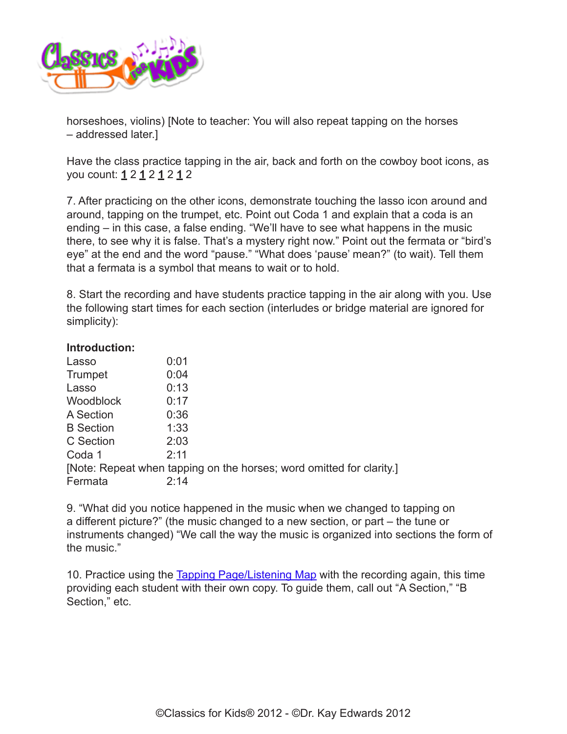horseshoes, violins) [Note to teacher: You will also repeat tapping on the horses – addressed later.]

Have the class practice tapping in the air, back and forth on the cowboy boot icons, as you count: **1** 2 **1** 2 **1** 2 **1** 2

7. After practicing on the other icons, demonstrate touching the lasso icon around and around, tapping on the trumpet, etc. Point out Coda 1 and explain that a coda is an ending – in this case, a false ending. "We'll have to see what happens in the music there, to see why it is false. That's a mystery right now." Point out the fermata or "bird's eye" at the end and the word "pause." "What does 'pause' mean?" (to wait). Tell them that a fermata is a symbol that means to wait or to hold.

8. Start the recording and have students practice tapping in the air along with you. Use the following start times for each section (interludes or bridge material are ignored for simplicity):

**Introduction:**

| | |
|---|---|
| Lasso | 0:01 |
| Trumpet | 0:04 |
| Lasso | 0:13 |
| Woodblock | 0:17 |
| A Section | 0:36 |
| B Section | 1:33 |
| C Section | 2:03 |
| Coda 1 | 2:11 |

[Note: Repeat when tapping on the horses; word omitted for clarity.]

| | |
|---|---|
| Fermata | 2:14 |

9. "What did you notice happened in the music when we changed to tapping on a different picture?" (the music changed to a new section, or part – the tune or instruments changed) "We call the way the music is organized into sections the form of the music."

10. Practice using the Tapping Page/Listening Map with the recording again, this time providing each student with their own copy. To guide them, call out "A Section," "B Section," etc.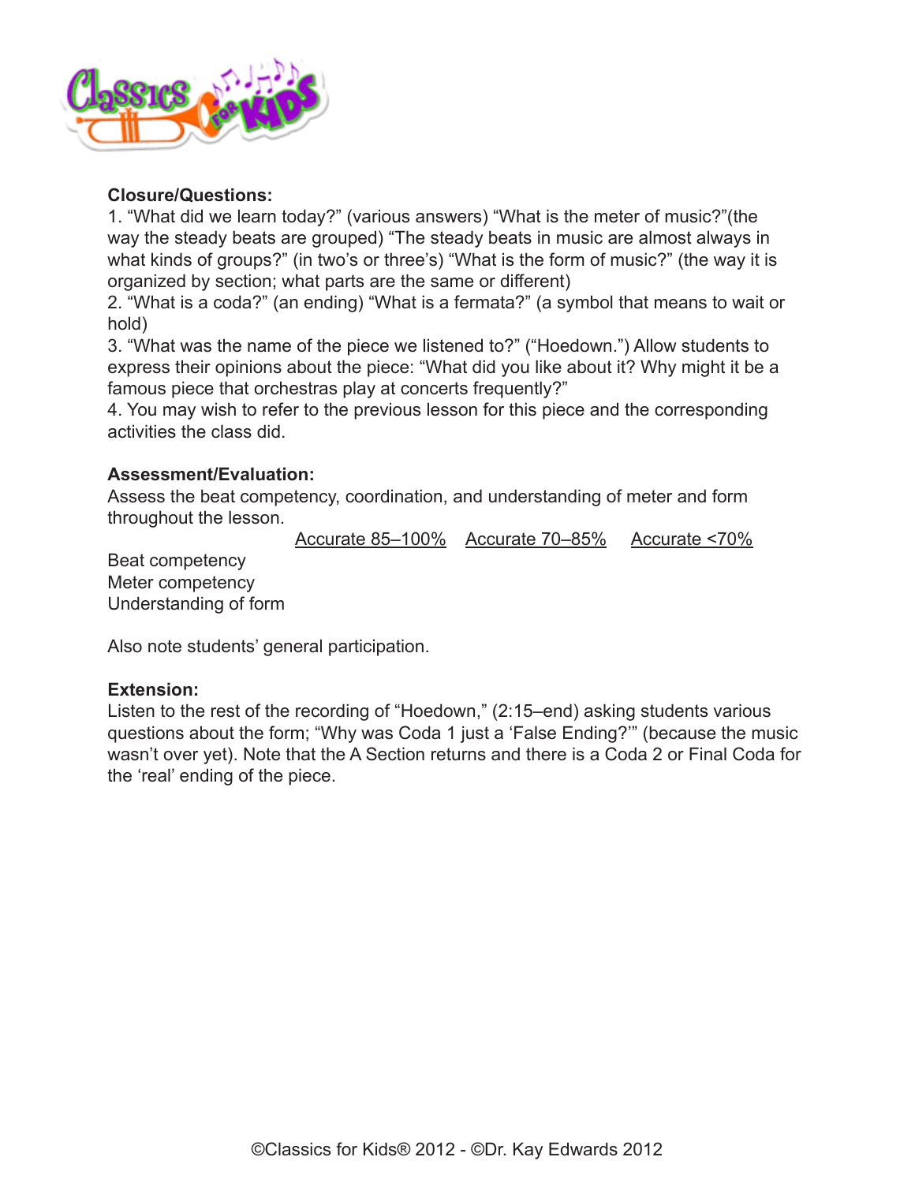**Closure/Questions:**

1. "What did we learn today?" (various answers) "What is the meter of music?"(the way the steady beats are grouped) "The steady beats in music are almost always in what kinds of groups?" (in two's or three's) "What is the form of music?" (the way it is organized by section; what parts are the same or different)
2. "What is a coda?" (an ending) "What is a fermata?" (a symbol that means to wait or hold)
3. "What was the name of the piece we listened to?" ("Hoedown.") Allow students to express their opinions about the piece: "What did you like about it? Why might it be a famous piece that orchestras play at concerts frequently?"
4. You may wish to refer to the previous lesson for this piece and the corresponding activities the class did.

**Assessment/Evaluation:**

Assess the beat competency, coordination, and understanding of meter and form throughout the lesson.

| | Accurate 85–100% | Accurate 70–85% | Accurate <70% |
|---|---|---|---|
| Beat competency | | | |
| Meter competency | | | |
| Understanding of form | | | |

Also note students' general participation.

**Extension:**

Listen to the rest of the recording of "Hoedown," (2:15–end) asking students various questions about the form; "Why was Coda 1 just a 'False Ending?'" (because the music wasn't over yet). Note that the A Section returns and there is a Coda 2 or Final Coda for the 'real' ending of the piece.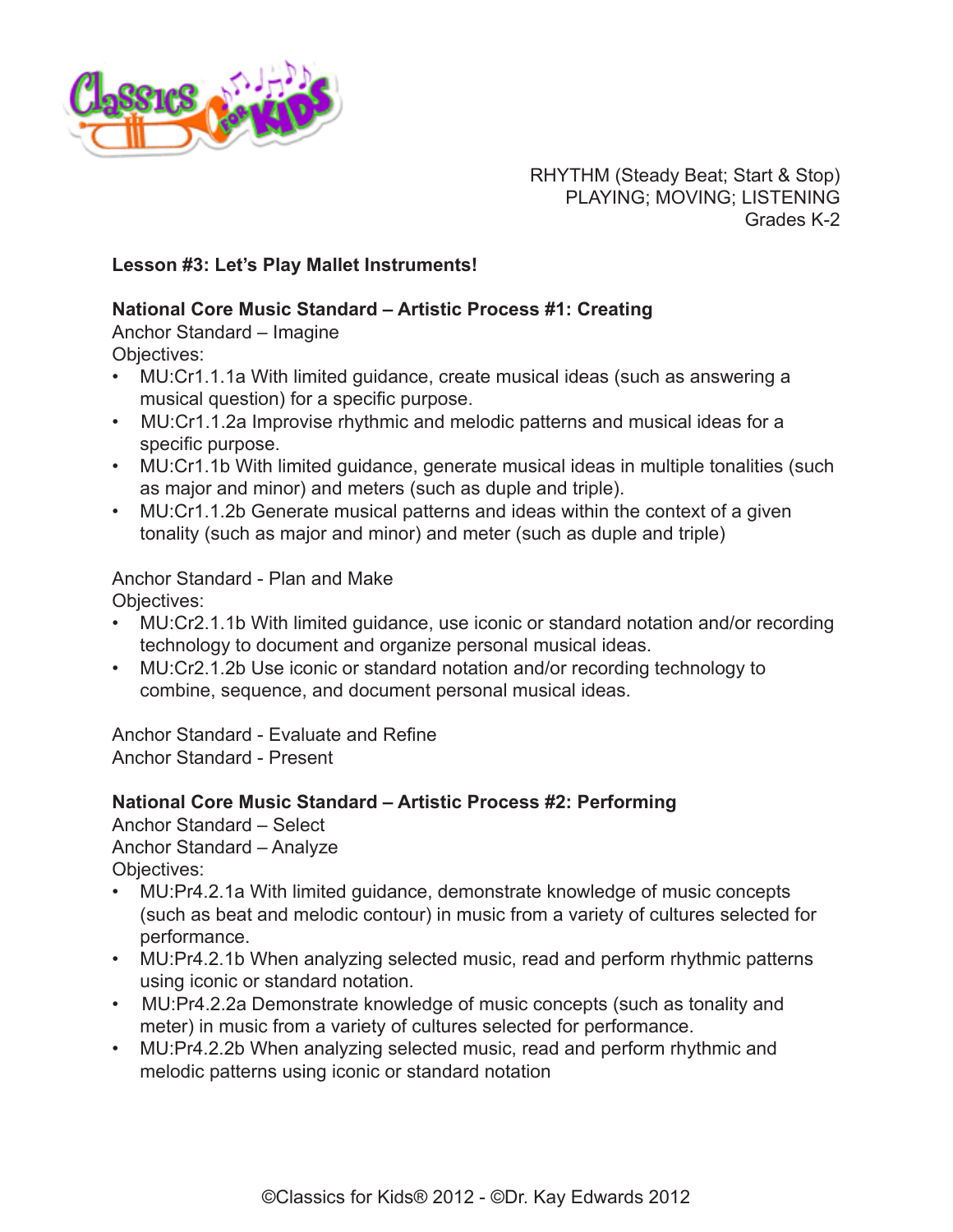RHYTHM (Steady Beat; Start & Stop)
PLAYING; MOVING; LISTENING
Grades K-2

**Lesson #3: Let's Play Mallet Instruments!**

**National Core Music Standard – Artistic Process #1: Creating**

Anchor Standard – Imagine

Objectives:

- MU:Cr1.1.1a With limited guidance, create musical ideas (such as answering a musical question) for a specific purpose.
- MU:Cr1.1.2a Improvise rhythmic and melodic patterns and musical ideas for a specific purpose.
- MU:Cr1.1b With limited guidance, generate musical ideas in multiple tonalities (such as major and minor) and meters (such as duple and triple).
- MU:Cr1.1.2b Generate musical patterns and ideas within the context of a given tonality (such as major and minor) and meter (such as duple and triple)

Anchor Standard - Plan and Make

Objectives:

- MU:Cr2.1.1b With limited guidance, use iconic or standard notation and/or recording technology to document and organize personal musical ideas.
- MU:Cr2.1.2b Use iconic or standard notation and/or recording technology to combine, sequence, and document personal musical ideas.

Anchor Standard - Evaluate and Refine

Anchor Standard - Present

**National Core Music Standard – Artistic Process #2: Performing**

Anchor Standard – Select

Anchor Standard – Analyze

Objectives:

- MU:Pr4.2.1a With limited guidance, demonstrate knowledge of music concepts (such as beat and melodic contour) in music from a variety of cultures selected for performance.
- MU:Pr4.2.1b When analyzing selected music, read and perform rhythmic patterns using iconic or standard notation.
- MU:Pr4.2.2a Demonstrate knowledge of music concepts (such as tonality and meter) in music from a variety of cultures selected for performance.
- MU:Pr4.2.2b When analyzing selected music, read and perform rhythmic and melodic patterns using iconic or standard notation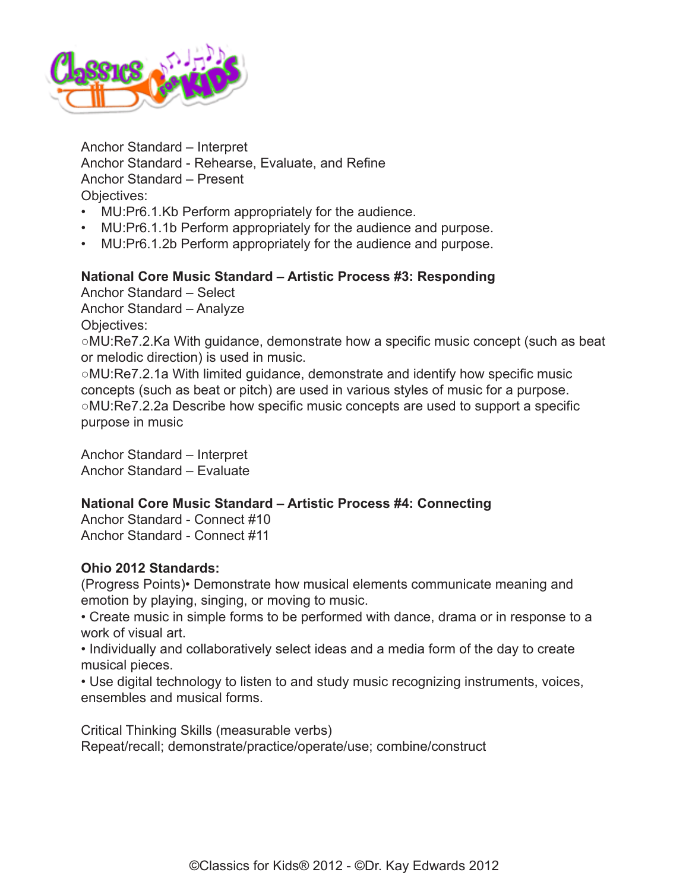Anchor Standard – Interpret
Anchor Standard - Rehearse, Evaluate, and Refine
Anchor Standard – Present
Objectives:

- MU:Pr6.1.Kb Perform appropriately for the audience.
- MU:Pr6.1.1b Perform appropriately for the audience and purpose.
- MU:Pr6.1.2b Perform appropriately for the audience and purpose.

**National Core Music Standard – Artistic Process #3: Responding**
Anchor Standard – Select
Anchor Standard – Analyze
Objectives:
○MU:Re7.2.Ka With guidance, demonstrate how a specific music concept (such as beat or melodic direction) is used in music.
○MU:Re7.2.1a With limited guidance, demonstrate and identify how specific music concepts (such as beat or pitch) are used in various styles of music for a purpose.
○MU:Re7.2.2a Describe how specific music concepts are used to support a specific purpose in music

Anchor Standard – Interpret
Anchor Standard – Evaluate

**National Core Music Standard – Artistic Process #4: Connecting**
Anchor Standard - Connect #10
Anchor Standard - Connect #11

**Ohio 2012 Standards:**
(Progress Points)• Demonstrate how musical elements communicate meaning and emotion by playing, singing, or moving to music.
• Create music in simple forms to be performed with dance, drama or in response to a work of visual art.
• Individually and collaboratively select ideas and a media form of the day to create musical pieces.
• Use digital technology to listen to and study music recognizing instruments, voices, ensembles and musical forms.

Critical Thinking Skills (measurable verbs)
Repeat/recall; demonstrate/practice/operate/use; combine/construct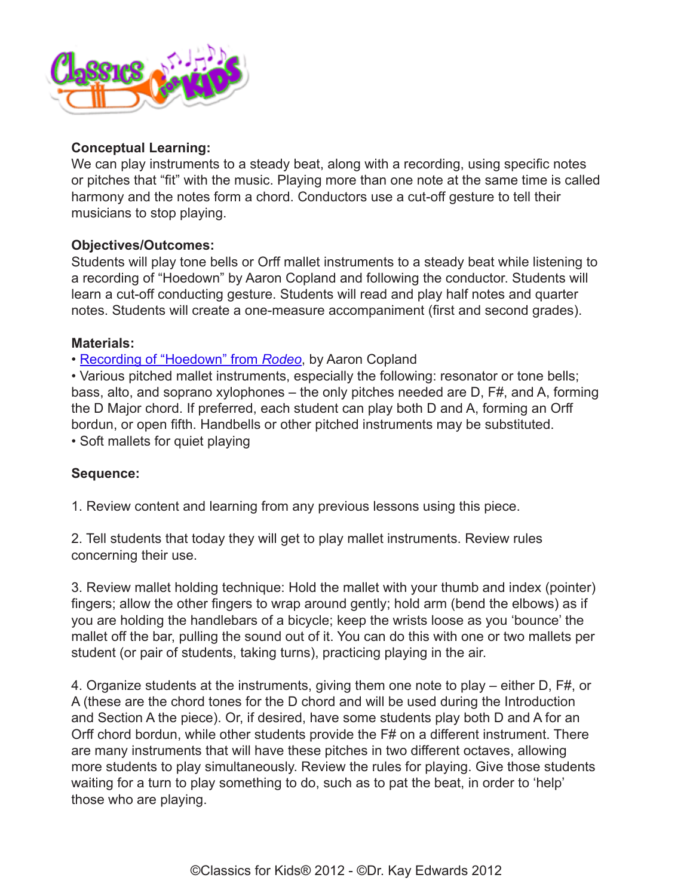**Conceptual Learning:**
We can play instruments to a steady beat, along with a recording, using specific notes or pitches that “fit” with the music. Playing more than one note at the same time is called harmony and the notes form a chord. Conductors use a cut-off gesture to tell their musicians to stop playing.

**Objectives/Outcomes:**
Students will play tone bells or Orff mallet instruments to a steady beat while listening to a recording of “Hoedown” by Aaron Copland and following the conductor. Students will learn a cut-off conducting gesture. Students will read and play half notes and quarter notes. Students will create a one-measure accompaniment (first and second grades).

**Materials:**
• Recording of “Hoedown” from *Rodeo*, by Aaron Copland
• Various pitched mallet instruments, especially the following: resonator or tone bells; bass, alto, and soprano xylophones – the only pitches needed are D, F#, and A, forming the D Major chord. If preferred, each student can play both D and A, forming an Orff bordun, or open fifth. Handbells or other pitched instruments may be substituted.
• Soft mallets for quiet playing

**Sequence:**

1. Review content and learning from any previous lessons using this piece.

2. Tell students that today they will get to play mallet instruments. Review rules concerning their use.

3. Review mallet holding technique: Hold the mallet with your thumb and index (pointer) fingers; allow the other fingers to wrap around gently; hold arm (bend the elbows) as if you are holding the handlebars of a bicycle; keep the wrists loose as you ‘bounce’ the mallet off the bar, pulling the sound out of it. You can do this with one or two mallets per student (or pair of students, taking turns), practicing playing in the air.

4. Organize students at the instruments, giving them one note to play – either D, F#, or A (these are the chord tones for the D chord and will be used during the Introduction and Section A the piece). Or, if desired, have some students play both D and A for an Orff chord bordun, while other students provide the F# on a different instrument. There are many instruments that will have these pitches in two different octaves, allowing more students to play simultaneously. Review the rules for playing. Give those students waiting for a turn to play something to do, such as to pat the beat, in order to ‘help’ those who are playing.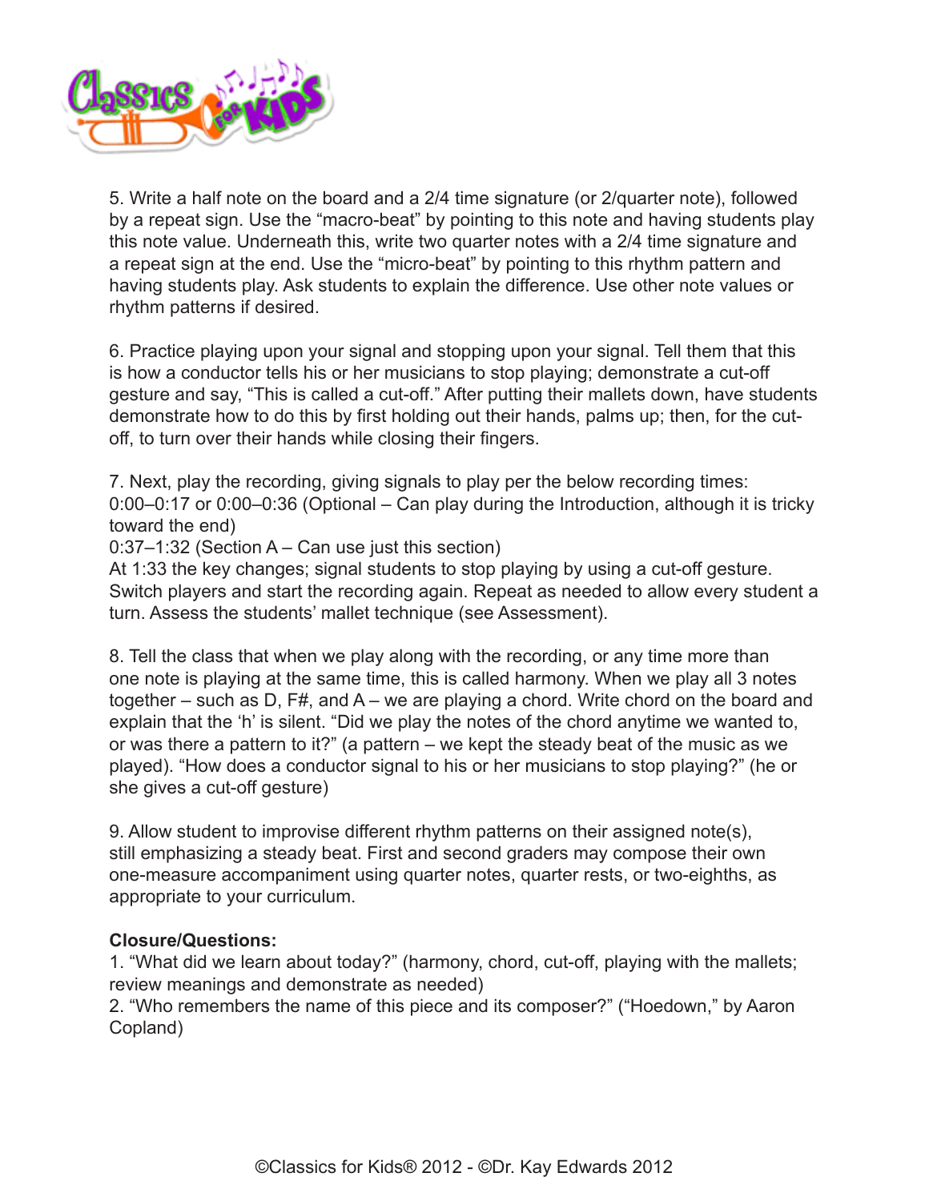5. Write a half note on the board and a 2/4 time signature (or 2/quarter note), followed by a repeat sign. Use the "macro-beat" by pointing to this note and having students play this note value. Underneath this, write two quarter notes with a 2/4 time signature and a repeat sign at the end. Use the "micro-beat" by pointing to this rhythm pattern and having students play. Ask students to explain the difference. Use other note values or rhythm patterns if desired.

6. Practice playing upon your signal and stopping upon your signal. Tell them that this is how a conductor tells his or her musicians to stop playing; demonstrate a cut-off gesture and say, "This is called a cut-off." After putting their mallets down, have students demonstrate how to do this by first holding out their hands, palms up; then, for the cut-off, to turn over their hands while closing their fingers.

7. Next, play the recording, giving signals to play per the below recording times:
0:00–0:17 or 0:00–0:36 (Optional – Can play during the Introduction, although it is tricky toward the end)
0:37–1:32 (Section A – Can use just this section)
At 1:33 the key changes; signal students to stop playing by using a cut-off gesture. Switch players and start the recording again. Repeat as needed to allow every student a turn. Assess the students' mallet technique (see Assessment).

8. Tell the class that when we play along with the recording, or any time more than one note is playing at the same time, this is called harmony. When we play all 3 notes together – such as D, F#, and A – we are playing a chord. Write chord on the board and explain that the 'h' is silent. "Did we play the notes of the chord anytime we wanted to, or was there a pattern to it?" (a pattern – we kept the steady beat of the music as we played). "How does a conductor signal to his or her musicians to stop playing?" (he or she gives a cut-off gesture)

9. Allow student to improvise different rhythm patterns on their assigned note(s), still emphasizing a steady beat. First and second graders may compose their own one-measure accompaniment using quarter notes, quarter rests, or two-eighths, as appropriate to your curriculum.

**Closure/Questions:**
1. "What did we learn about today?" (harmony, chord, cut-off, playing with the mallets; review meanings and demonstrate as needed)
2. "Who remembers the name of this piece and its composer?" ("Hoedown," by Aaron Copland)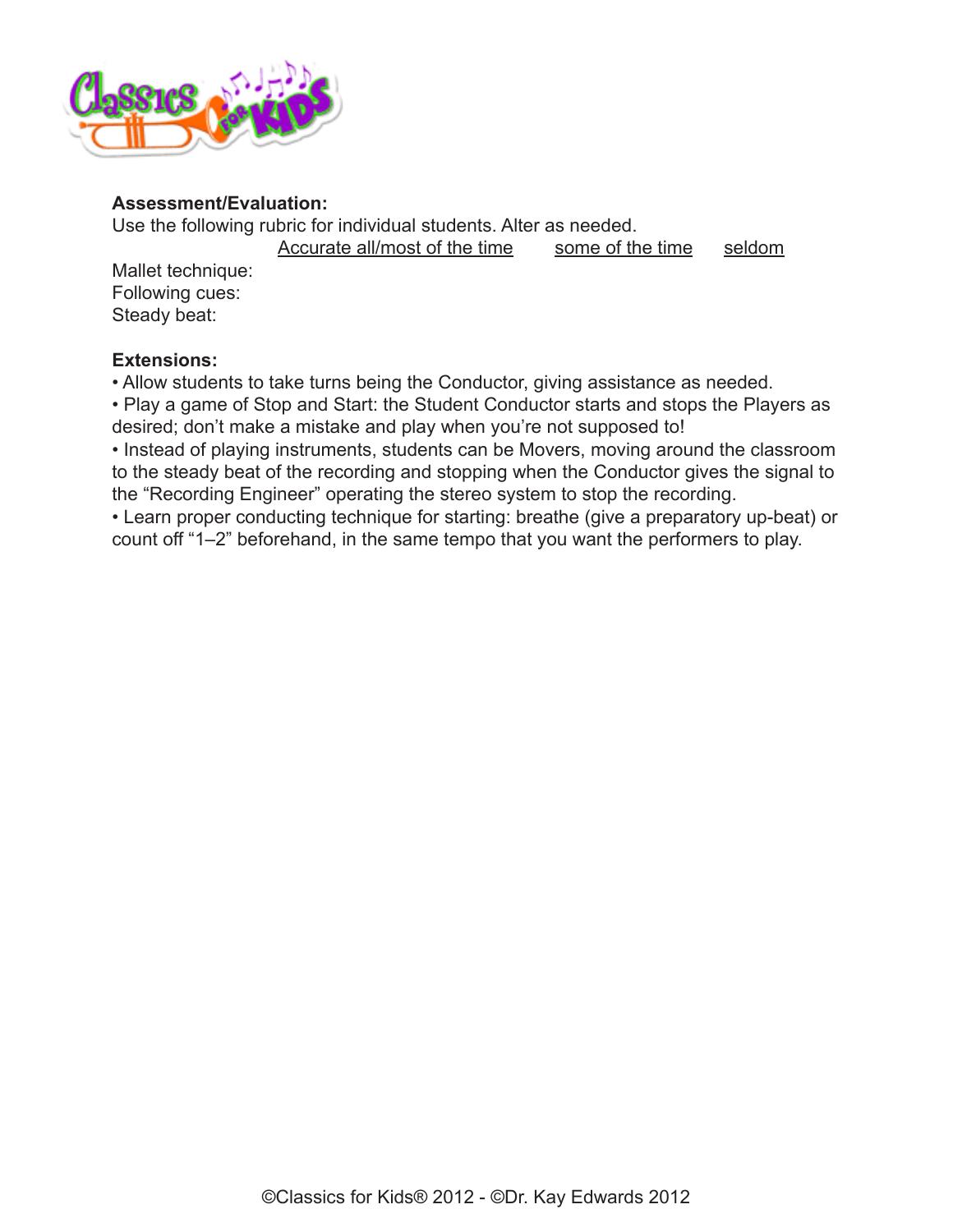**Assessment/Evaluation:**

Use the following rubric for individual students. Alter as needed.

| | Accurate all/most of the time | some of the time | seldom |
|---|---|---|---|
| Mallet technique: | | | |
| Following cues: | | | |
| Steady beat: | | | |

**Extensions:**

- Allow students to take turns being the Conductor, giving assistance as needed.
- Play a game of Stop and Start: the Student Conductor starts and stops the Players as desired; don't make a mistake and play when you're not supposed to!
- Instead of playing instruments, students can be Movers, moving around the classroom to the steady beat of the recording and stopping when the Conductor gives the signal to the "Recording Engineer" operating the stereo system to stop the recording.
- Learn proper conducting technique for starting: breathe (give a preparatory up-beat) or count off "1–2" beforehand, in the same tempo that you want the performers to play.